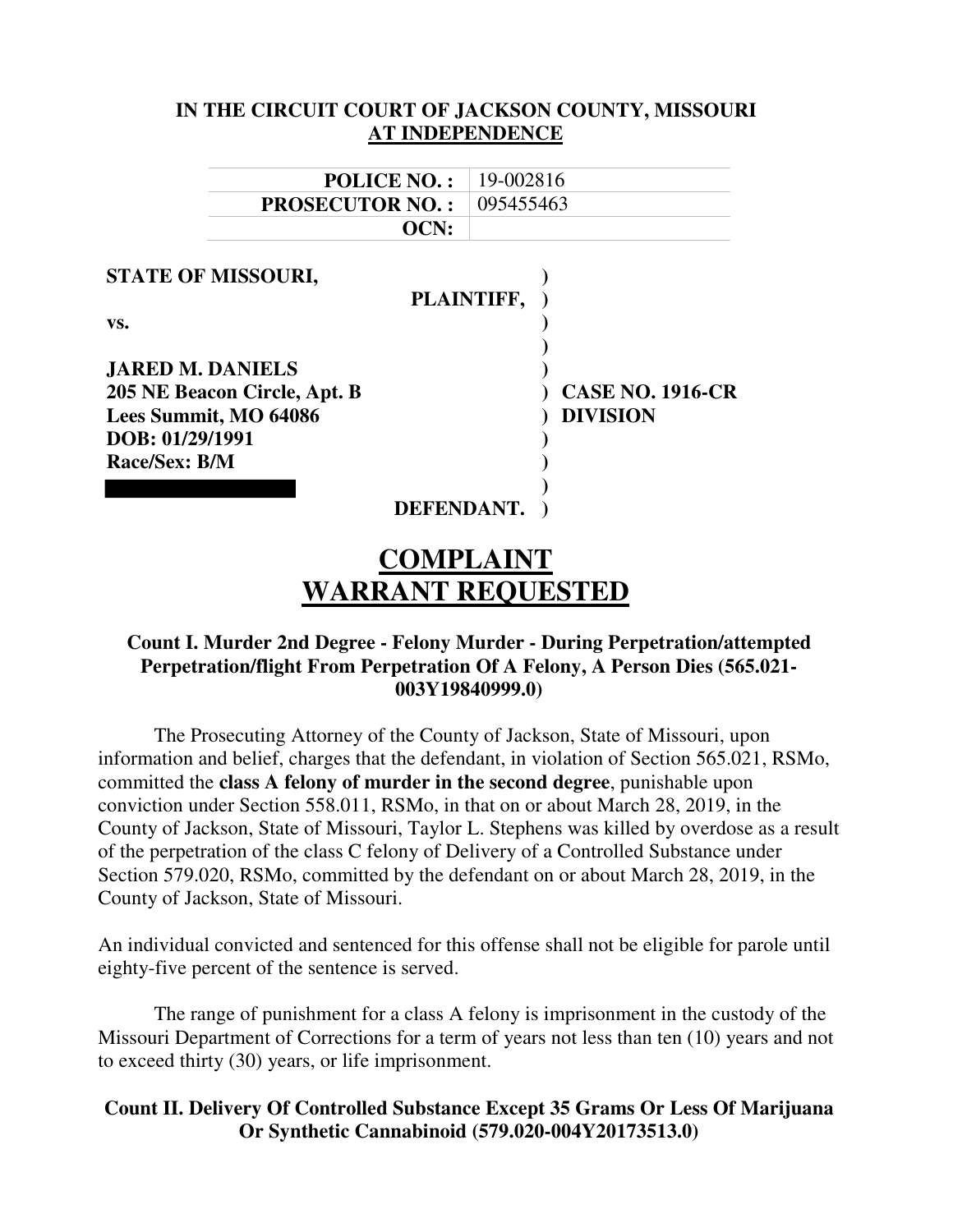**IN THE CIRCUIT COURT OF JACKSON COUNTY, MISSOURI**
**AT INDEPENDENCE**

| | |
|---|---|
| **POLICE NO. :** | 19-002816 |
| **PROSECUTOR NO. :** | 095455463 |
| **OCN:** | |

**STATE OF MISSOURI,**
**PLAINTIFF,**

**vs.**

**JARED M. DANIELS**
**205 NE Beacon Circle, Apt. B**
**Lees Summit, MO 64086**
**DOB: 01/29/1991**
**Race/Sex: B/M**

**DEFENDANT.**

**CASE NO. 1916-CR**
**DIVISION**

# COMPLAINT
# WARRANT REQUESTED

### Count I. Murder 2nd Degree - Felony Murder - During Perpetration/attempted Perpetration/flight From Perpetration Of A Felony, A Person Dies (565.021-003Y19840999.0)

The Prosecuting Attorney of the County of Jackson, State of Missouri, upon information and belief, charges that the defendant, in violation of Section 565.021, RSMo, committed the **class A felony of murder in the second degree**, punishable upon conviction under Section 558.011, RSMo, in that on or about March 28, 2019, in the County of Jackson, State of Missouri, Taylor L. Stephens was killed by overdose as a result of the perpetration of the class C felony of Delivery of a Controlled Substance under Section 579.020, RSMo, committed by the defendant on or about March 28, 2019, in the County of Jackson, State of Missouri.

An individual convicted and sentenced for this offense shall not be eligible for parole until eighty-five percent of the sentence is served.

The range of punishment for a class A felony is imprisonment in the custody of the Missouri Department of Corrections for a term of years not less than ten (10) years and not to exceed thirty (30) years, or life imprisonment.

### Count II. Delivery Of Controlled Substance Except 35 Grams Or Less Of Marijuana Or Synthetic Cannabinoid (579.020-004Y20173513.0)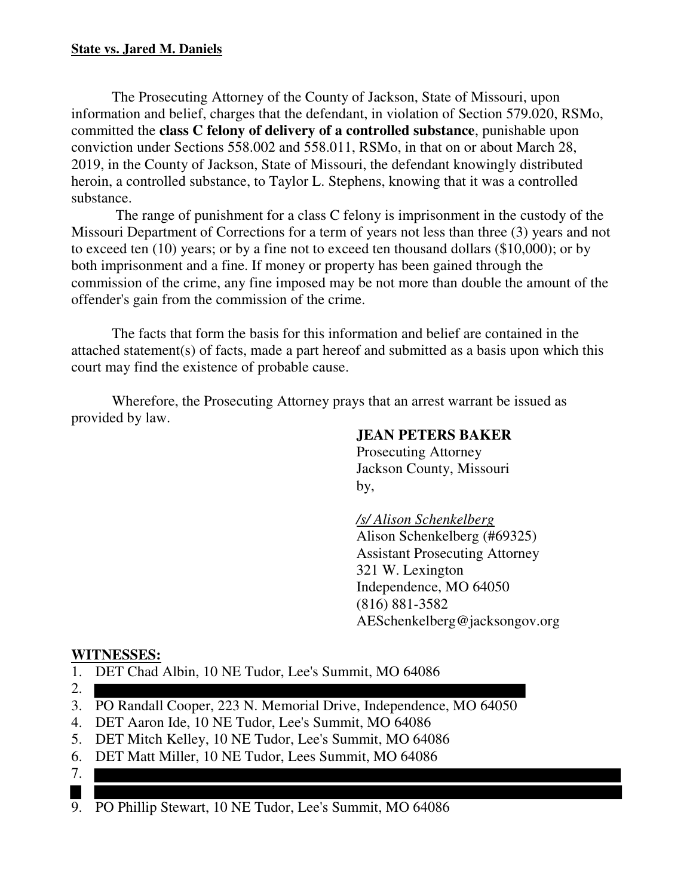**State vs. Jared M. Daniels**

The Prosecuting Attorney of the County of Jackson, State of Missouri, upon information and belief, charges that the defendant, in violation of Section 579.020, RSMo, committed the **class C felony of delivery of a controlled substance**, punishable upon conviction under Sections 558.002 and 558.011, RSMo, in that on or about March 28, 2019, in the County of Jackson, State of Missouri, the defendant knowingly distributed heroin, a controlled substance, to Taylor L. Stephens, knowing that it was a controlled substance.

The range of punishment for a class C felony is imprisonment in the custody of the Missouri Department of Corrections for a term of years not less than three (3) years and not to exceed ten (10) years; or by a fine not to exceed ten thousand dollars ($10,000); or by both imprisonment and a fine. If money or property has been gained through the commission of the crime, any fine imposed may be not more than double the amount of the offender's gain from the commission of the crime.

The facts that form the basis for this information and belief are contained in the attached statement(s) of facts, made a part hereof and submitted as a basis upon which this court may find the existence of probable cause.

Wherefore, the Prosecuting Attorney prays that an arrest warrant be issued as provided by law.

**JEAN PETERS BAKER**
Prosecuting Attorney
Jackson County, Missouri
by,

*/s/ Alison Schenkelberg*
Alison Schenkelberg (#69325)
Assistant Prosecuting Attorney
321 W. Lexington
Independence, MO 64050
(816) 881-3582
AESchenkelberg@jacksongov.org

**WITNESSES:**

1. DET Chad Albin, 10 NE Tudor, Lee's Summit, MO 64086
2. [REDACTED]
3. PO Randall Cooper, 223 N. Memorial Drive, Independence, MO 64050
4. DET Aaron Ide, 10 NE Tudor, Lee's Summit, MO 64086
5. DET Mitch Kelley, 10 NE Tudor, Lee's Summit, MO 64086
6. DET Matt Miller, 10 NE Tudor, Lees Summit, MO 64086
7. [REDACTED]
8. [REDACTED]
9. PO Phillip Stewart, 10 NE Tudor, Lee's Summit, MO 64086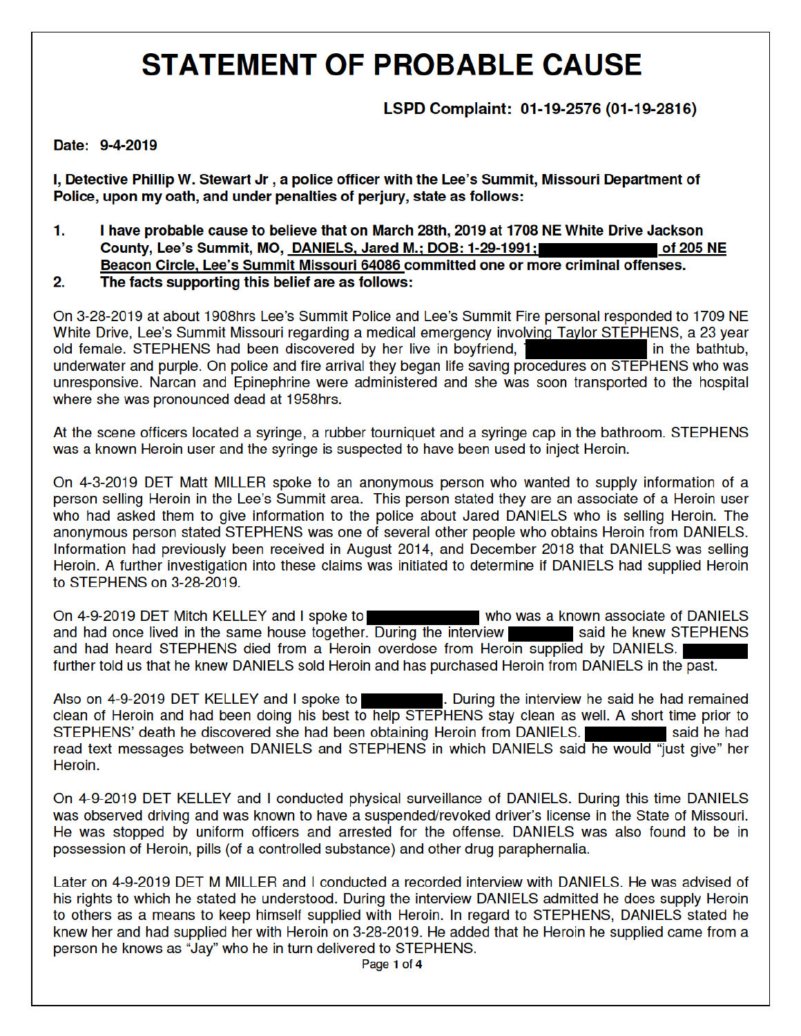# STATEMENT OF PROBABLE CAUSE

**LSPD Complaint: 01-19-2576 (01-19-2816)**

**Date: 9-4-2019**

**I, Detective Phillip W. Stewart Jr , a police officer with the Lee's Summit, Missouri Department of Police, upon my oath, and under penalties of perjury, state as follows:**

1. **I have probable cause to believe that on March 28th, 2019 at 1708 NE White Drive Jackson County, Lee's Summit, MO, DANIELS, Jared M.; DOB: 1-29-1991; [REDACTED] of 205 NE Beacon Circle, Lee's Summit Missouri 64086 committed one or more criminal offenses.**
2. **The facts supporting this belief are as follows:**

On 3-28-2019 at about 1908hrs Lee's Summit Police and Lee's Summit Fire personal responded to 1709 NE White Drive, Lee's Summit Missouri regarding a medical emergency involving Taylor STEPHENS, a 23 year old female. STEPHENS had been discovered by her live in boyfriend, [REDACTED] in the bathtub, underwater and purple. On police and fire arrival they began life saving procedures on STEPHENS who was unresponsive. Narcan and Epinephrine were administered and she was soon transported to the hospital where she was pronounced dead at 1958hrs.

At the scene officers located a syringe, a rubber tourniquet and a syringe cap in the bathroom. STEPHENS was a known Heroin user and the syringe is suspected to have been used to inject Heroin.

On 4-3-2019 DET Matt MILLER spoke to an anonymous person who wanted to supply information of a person selling Heroin in the Lee's Summit area. This person stated they are an associate of a Heroin user who had asked them to give information to the police about Jared DANIELS who is selling Heroin. The anonymous person stated STEPHENS was one of several other people who obtains Heroin from DANIELS. Information had previously been received in August 2014, and December 2018 that DANIELS was selling Heroin. A further investigation into these claims was initiated to determine if DANIELS had supplied Heroin to STEPHENS on 3-28-2019.

On 4-9-2019 DET Mitch KELLEY and I spoke to [REDACTED] who was a known associate of DANIELS and had once lived in the same house together. During the interview [REDACTED] said he knew STEPHENS and had heard STEPHENS died from a Heroin overdose from Heroin supplied by DANIELS. [REDACTED] further told us that he knew DANIELS sold Heroin and has purchased Heroin from DANIELS in the past.

Also on 4-9-2019 DET KELLEY and I spoke to [REDACTED]. During the interview he said he had remained clean of Heroin and had been doing his best to help STEPHENS stay clean as well. A short time prior to STEPHENS' death he discovered she had been obtaining Heroin from DANIELS. [REDACTED] said he had read text messages between DANIELS and STEPHENS in which DANIELS said he would "just give" her Heroin.

On 4-9-2019 DET KELLEY and I conducted physical surveillance of DANIELS. During this time DANIELS was observed driving and was known to have a suspended/revoked driver's license in the State of Missouri. He was stopped by uniform officers and arrested for the offense. DANIELS was also found to be in possession of Heroin, pills (of a controlled substance) and other drug paraphernalia.

Later on 4-9-2019 DET M MILLER and I conducted a recorded interview with DANIELS. He was advised of his rights to which he stated he understood. During the interview DANIELS admitted he does supply Heroin to others as a means to keep himself supplied with Heroin. In regard to STEPHENS, DANIELS stated he knew her and had supplied her with Heroin on 3-28-2019. He added that he Heroin he supplied came from a person he knows as "Jay" who he in turn delivered to STEPHENS.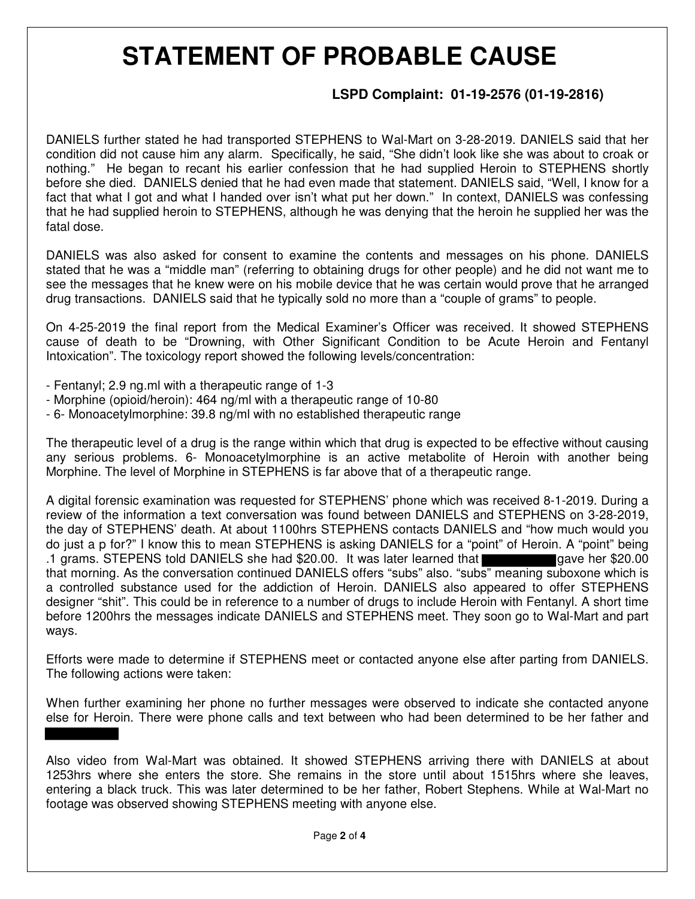# STATEMENT OF PROBABLE CAUSE

**LSPD Complaint: 01-19-2576 (01-19-2816)**

DANIELS further stated he had transported STEPHENS to Wal-Mart on 3-28-2019. DANIELS said that her condition did not cause him any alarm. Specifically, he said, "She didn't look like she was about to croak or nothing." He began to recant his earlier confession that he had supplied Heroin to STEPHENS shortly before she died. DANIELS denied that he had even made that statement. DANIELS said, "Well, I know for a fact that what I got and what I handed over isn't what put her down." In context, DANIELS was confessing that he had supplied heroin to STEPHENS, although he was denying that the heroin he supplied her was the fatal dose.

DANIELS was also asked for consent to examine the contents and messages on his phone. DANIELS stated that he was a "middle man" (referring to obtaining drugs for other people) and he did not want me to see the messages that he knew were on his mobile device that he was certain would prove that he arranged drug transactions. DANIELS said that he typically sold no more than a "couple of grams" to people.

On 4-25-2019 the final report from the Medical Examiner's Officer was received. It showed STEPHENS cause of death to be "Drowning, with Other Significant Condition to be Acute Heroin and Fentanyl Intoxication". The toxicology report showed the following levels/concentration:

- Fentanyl; 2.9 ng.ml with a therapeutic range of 1-3
- Morphine (opioid/heroin): 464 ng/ml with a therapeutic range of 10-80
- 6- Monoacetylmorphine: 39.8 ng/ml with no established therapeutic range

The therapeutic level of a drug is the range within which that drug is expected to be effective without causing any serious problems. 6- Monoacetylmorphine is an active metabolite of Heroin with another being Morphine. The level of Morphine in STEPHENS is far above that of a therapeutic range.

A digital forensic examination was requested for STEPHENS' phone which was received 8-1-2019. During a review of the information a text conversation was found between DANIELS and STEPHENS on 3-28-2019, the day of STEPHENS' death. At about 1100hrs STEPHENS contacts DANIELS and "how much would you do just a p for?" I know this to mean STEPHENS is asking DANIELS for a "point" of Heroin. A "point" being .1 grams. STEPENS told DANIELS she had $20.00. It was later learned that [REDACTED] gave her $20.00 that morning. As the conversation continued DANIELS offers "subs" also. "subs" meaning suboxone which is a controlled substance used for the addiction of Heroin. DANIELS also appeared to offer STEPHENS designer "shit". This could be in reference to a number of drugs to include Heroin with Fentanyl. A short time before 1200hrs the messages indicate DANIELS and STEPHENS meet. They soon go to Wal-Mart and part ways.

Efforts were made to determine if STEPHENS meet or contacted anyone else after parting from DANIELS. The following actions were taken:

When further examining her phone no further messages were observed to indicate she contacted anyone else for Heroin. There were phone calls and text between who had been determined to be her father and [REDACTED]

Also video from Wal-Mart was obtained. It showed STEPHENS arriving there with DANIELS at about 1253hrs where she enters the store. She remains in the store until about 1515hrs where she leaves, entering a black truck. This was later determined to be her father, Robert Stephens. While at Wal-Mart no footage was observed showing STEPHENS meeting with anyone else.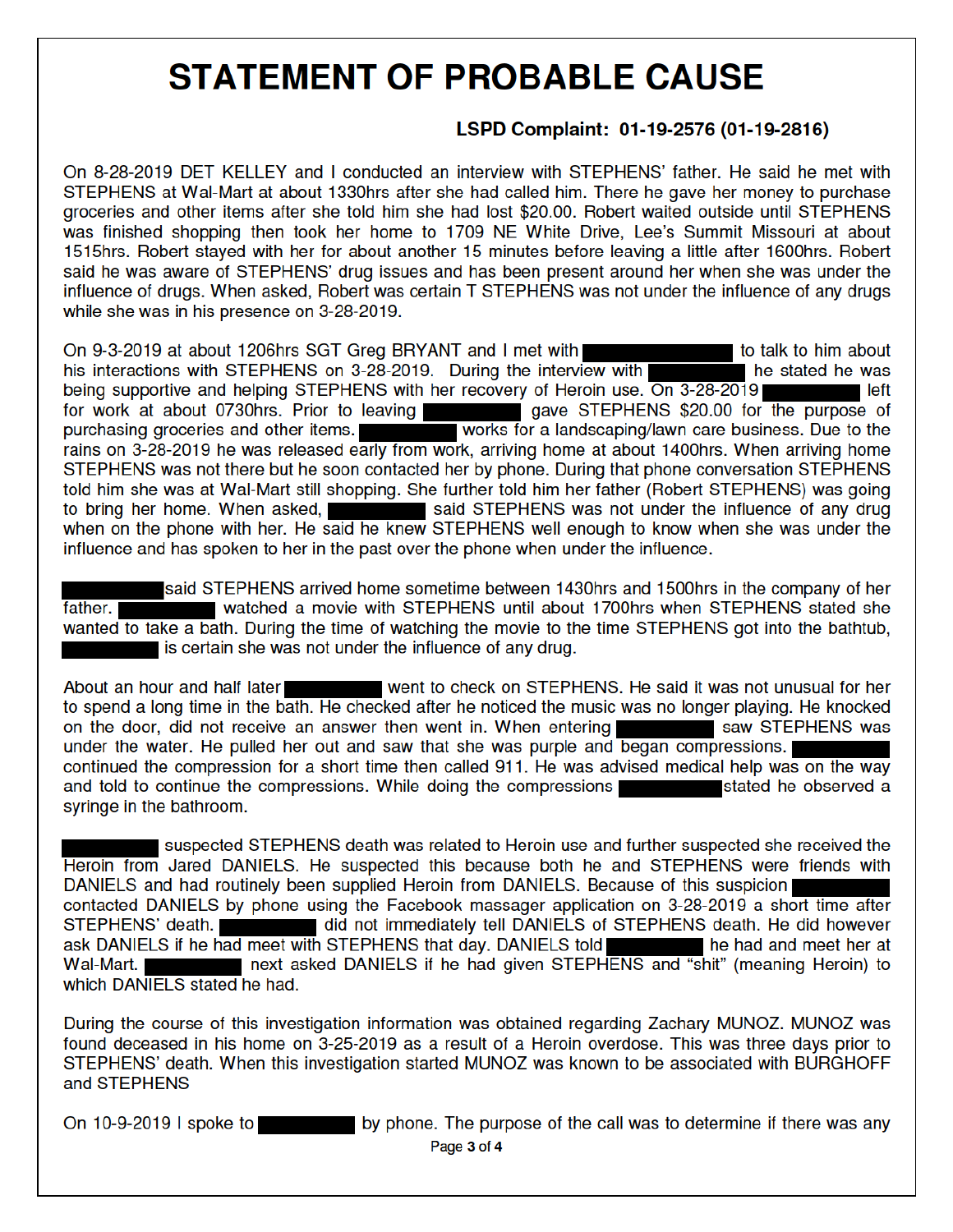# STATEMENT OF PROBABLE CAUSE

**LSPD Complaint: 01-19-2576 (01-19-2816)**

On 8-28-2019 DET KELLEY and I conducted an interview with STEPHENS' father. He said he met with STEPHENS at Wal-Mart at about 1330hrs after she had called him. There he gave her money to purchase groceries and other items after she told him she had lost $20.00. Robert waited outside until STEPHENS was finished shopping then took her home to 1709 NE White Drive, Lee's Summit Missouri at about 1515hrs. Robert stayed with her for about another 15 minutes before leaving a little after 1600hrs. Robert said he was aware of STEPHENS' drug issues and has been present around her when she was under the influence of drugs. When asked, Robert was certain T STEPHENS was not under the influence of any drugs while she was in his presence on 3-28-2019.

On 9-3-2019 at about 1206hrs SGT Greg BRYANT and I met with ██████████ to talk to him about his interactions with STEPHENS on 3-28-2019. During the interview with ██████████ he stated he was being supportive and helping STEPHENS with her recovery of Heroin use. On 3-28-2019 ██████████ left for work at about 0730hrs. Prior to leaving ██████████ gave STEPHENS $20.00 for the purpose of purchasing groceries and other items. ██████████ works for a landscaping/lawn care business. Due to the rains on 3-28-2019 he was released early from work, arriving home at about 1400hrs. When arriving home STEPHENS was not there but he soon contacted her by phone. During that phone conversation STEPHENS told him she was at Wal-Mart still shopping. She further told him her father (Robert STEPHENS) was going to bring her home. When asked, ██████████ said STEPHENS was not under the influence of any drug when on the phone with her. He said he knew STEPHENS well enough to know when she was under the influence and has spoken to her in the past over the phone when under the influence.

██████████ said STEPHENS arrived home sometime between 1430hrs and 1500hrs in the company of her father. ██████████ watched a movie with STEPHENS until about 1700hrs when STEPHENS stated she wanted to take a bath. During the time of watching the movie to the time STEPHENS got into the bathtub, ██████████ is certain she was not under the influence of any drug.

About an hour and half later ██████████ went to check on STEPHENS. He said it was not unusual for her to spend a long time in the bath. He checked after he noticed the music was no longer playing. He knocked on the door, did not receive an answer then went in. When entering ██████████ saw STEPHENS was under the water. He pulled her out and saw that she was purple and began compressions. ██████████ continued the compression for a short time then called 911. He was advised medical help was on the way and told to continue the compressions. While doing the compressions ██████████ stated he observed a syringe in the bathroom.

██████████ suspected STEPHENS death was related to Heroin use and further suspected she received the Heroin from Jared DANIELS. He suspected this because both he and STEPHENS were friends with DANIELS and had routinely been supplied Heroin from DANIELS. Because of this suspicion ██████████ contacted DANIELS by phone using the Facebook massager application on 3-28-2019 a short time after STEPHENS' death. ██████████ did not immediately tell DANIELS of STEPHENS death. He did however ask DANIELS if he had meet with STEPHENS that day. DANIELS told ██████████ he had and meet her at Wal-Mart. ██████████ next asked DANIELS if he had given STEPHENS and "shit" (meaning Heroin) to which DANIELS stated he had.

During the course of this investigation information was obtained regarding Zachary MUNOZ. MUNOZ was found deceased in his home on 3-25-2019 as a result of a Heroin overdose. This was three days prior to STEPHENS' death. When this investigation started MUNOZ was known to be associated with BURGHOFF and STEPHENS

On 10-9-2019 I spoke to ██████████ by phone. The purpose of the call was to determine if there was any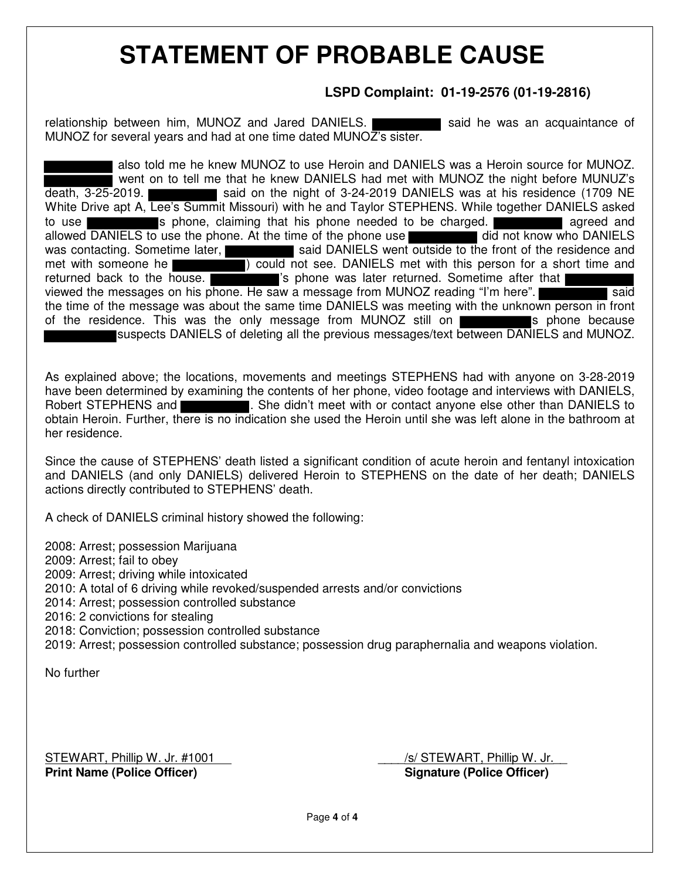# STATEMENT OF PROBABLE CAUSE

**LSPD Complaint: 01-19-2576 (01-19-2816)**

relationship between him, MUNOZ and Jared DANIELS. ██████ said he was an acquaintance of MUNOZ for several years and had at one time dated MUNOZ's sister.

██████ also told me he knew MUNOZ to use Heroin and DANIELS was a Heroin source for MUNOZ. ██████ went on to tell me that he knew DANIELS had met with MUNOZ the night before MUNUZ's death, 3-25-2019. ██████ said on the night of 3-24-2019 DANIELS was at his residence (1709 NE White Drive apt A, Lee's Summit Missouri) with he and Taylor STEPHENS. While together DANIELS asked to use ██████s phone, claiming that his phone needed to be charged. ██████ agreed and allowed DANIELS to use the phone. At the time of the phone use ██████ did not know who DANIELS was contacting. Sometime later, ██████ said DANIELS went outside to the front of the residence and met with someone he ██████) could not see. DANIELS met with this person for a short time and returned back to the house. ██████'s phone was later returned. Sometime after that ██████ viewed the messages on his phone. He saw a message from MUNOZ reading "I'm here". ██████ said the time of the message was about the same time DANIELS was meeting with the unknown person in front of the residence. This was the only message from MUNOZ still on ██████s phone because ██████ suspects DANIELS of deleting all the previous messages/text between DANIELS and MUNOZ.

As explained above; the locations, movements and meetings STEPHENS had with anyone on 3-28-2019 have been determined by examining the contents of her phone, video footage and interviews with DANIELS, Robert STEPHENS and ██████. She didn't meet with or contact anyone else other than DANIELS to obtain Heroin. Further, there is no indication she used the Heroin until she was left alone in the bathroom at her residence.

Since the cause of STEPHENS' death listed a significant condition of acute heroin and fentanyl intoxication and DANIELS (and only DANIELS) delivered Heroin to STEPHENS on the date of her death; DANIELS actions directly contributed to STEPHENS' death.

A check of DANIELS criminal history showed the following:

2008: Arrest; possession Marijuana
2009: Arrest; fail to obey
2009: Arrest; driving while intoxicated
2010: A total of 6 driving while revoked/suspended arrests and/or convictions
2014: Arrest; possession controlled substance
2016: 2 convictions for stealing
2018: Conviction; possession controlled substance
2019: Arrest; possession controlled substance; possession drug paraphernalia and weapons violation.

No further

| | |
|---|---|
| STEWART, Phillip W. Jr. #1001 | /s/ STEWART, Phillip W. Jr. |
| **Print Name (Police Officer)** | **Signature (Police Officer)** |